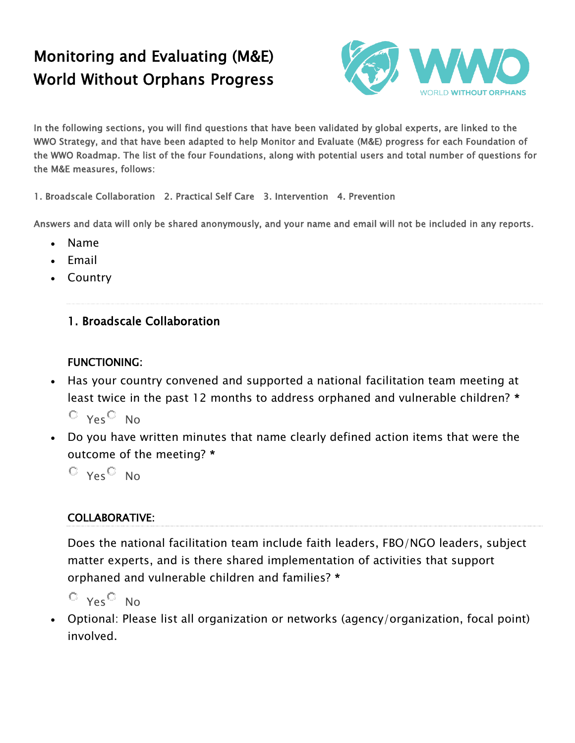# Monitoring and Evaluating (M&E) World Without Orphans Progress

In the following sections, you will find questions that have been validated by global experts, are linked to the WWO Strategy, and that have been adapted to help Monitor and Evaluate (M&E) progress for each Foundation of the WWO Roadmap. The list of the four Foundations, along with potential users and total number of questions for the M&E measures, follows:

1. Broadscale Collaboration 2. Practical Self Care 3. Intervention 4. Prevention

Answers and data will only be shared anonymously, and your name and email will not be included in any reports.

- Name
- Email
- Country

---

## 1. Broadscale Collaboration

### FUNCTIONING:

- Has your country convened and supported a national facilitation team meeting at least twice in the past 12 months to address orphaned and vulnerable children? *

  ○ Yes ○ No

- Do you have written minutes that name clearly defined action items that were the outcome of the meeting? *

  ○ Yes ○ No

### COLLABORATIVE:

Does the national facilitation team include faith leaders, FBO/NGO leaders, subject matter experts, and is there shared implementation of activities that support orphaned and vulnerable children and families? *

○ Yes ○ No

- Optional: Please list all organization or networks (agency/organization, focal point) involved.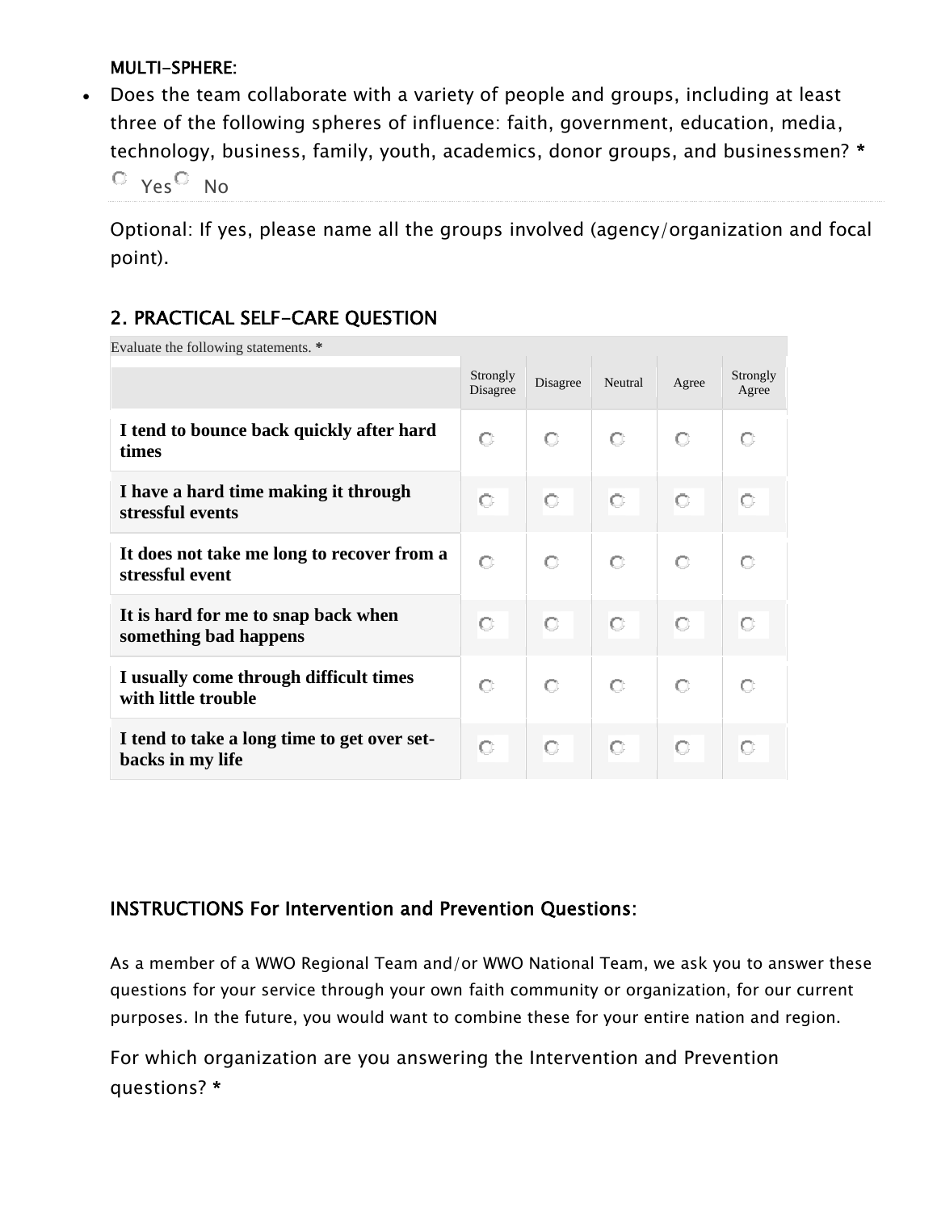### MULTI-SPHERE:

- Does the team collaborate with a variety of people and groups, including at least three of the following spheres of influence: faith, government, education, media, technology, business, family, youth, academics, donor groups, and businessmen? *

  ○ Yes ○ No

Optional: If yes, please name all the groups involved (agency/organization and focal point).

## 2. PRACTICAL SELF-CARE QUESTION

Evaluate the following statements. *

| | Strongly Disagree | Disagree | Neutral | Agree | Strongly Agree |
|---|---|---|---|---|---|
| **I tend to bounce back quickly after hard times** | ○ | ○ | ○ | ○ | ○ |
| **I have a hard time making it through stressful events** | ○ | ○ | ○ | ○ | ○ |
| **It does not take me long to recover from a stressful event** | ○ | ○ | ○ | ○ | ○ |
| **It is hard for me to snap back when something bad happens** | ○ | ○ | ○ | ○ | ○ |
| **I usually come through difficult times with little trouble** | ○ | ○ | ○ | ○ | ○ |
| **I tend to take a long time to get over set-backs in my life** | ○ | ○ | ○ | ○ | ○ |

### INSTRUCTIONS For Intervention and Prevention Questions:

As a member of a WWO Regional Team and/or WWO National Team, we ask you to answer these questions for your service through your own faith community or organization, for our current purposes. In the future, you would want to combine these for your entire nation and region.

For which organization are you answering the Intervention and Prevention questions? *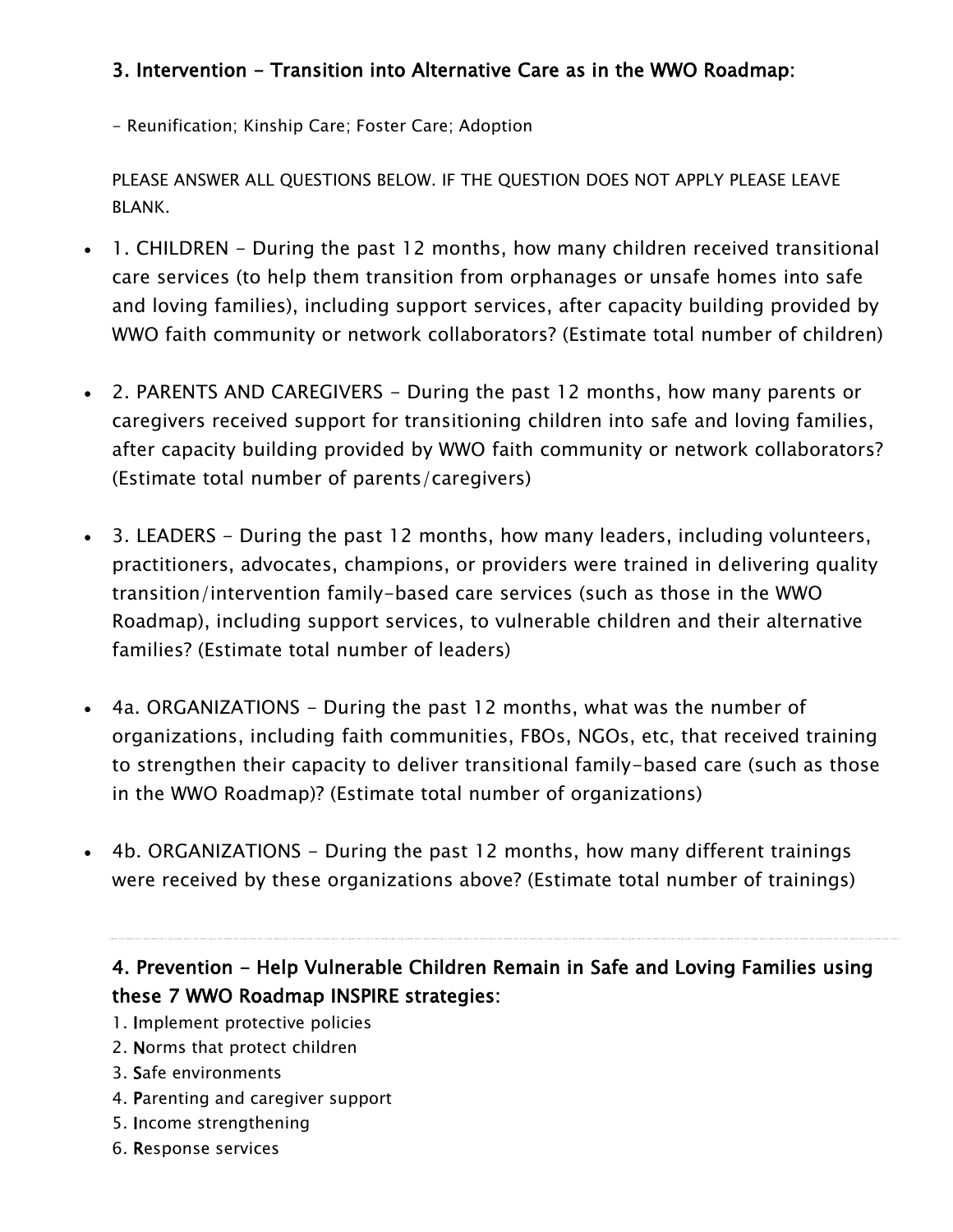### 3. Intervention - Transition into Alternative Care as in the WWO Roadmap:

- Reunification; Kinship Care; Foster Care; Adoption

PLEASE ANSWER ALL QUESTIONS BELOW. IF THE QUESTION DOES NOT APPLY PLEASE LEAVE BLANK.

- 1. CHILDREN - During the past 12 months, how many children received transitional care services (to help them transition from orphanages or unsafe homes into safe and loving families), including support services, after capacity building provided by WWO faith community or network collaborators? (Estimate total number of children)

- 2. PARENTS AND CAREGIVERS - During the past 12 months, how many parents or caregivers received support for transitioning children into safe and loving families, after capacity building provided by WWO faith community or network collaborators? (Estimate total number of parents/caregivers)

- 3. LEADERS - During the past 12 months, how many leaders, including volunteers, practitioners, advocates, champions, or providers were trained in delivering quality transition/intervention family-based care services (such as those in the WWO Roadmap), including support services, to vulnerable children and their alternative families? (Estimate total number of leaders)

- 4a. ORGANIZATIONS - During the past 12 months, what was the number of organizations, including faith communities, FBOs, NGOs, etc, that received training to strengthen their capacity to deliver transitional family-based care (such as those in the WWO Roadmap)? (Estimate total number of organizations)

- 4b. ORGANIZATIONS - During the past 12 months, how many different trainings were received by these organizations above? (Estimate total number of trainings)

---

### 4. Prevention - Help Vulnerable Children Remain in Safe and Loving Families using these 7 WWO Roadmap INSPIRE strategies:

1. **I**mplement protective policies
2. **N**orms that protect children
3. **S**afe environments
4. **P**arenting and caregiver support
5. **I**ncome strengthening
6. **R**esponse services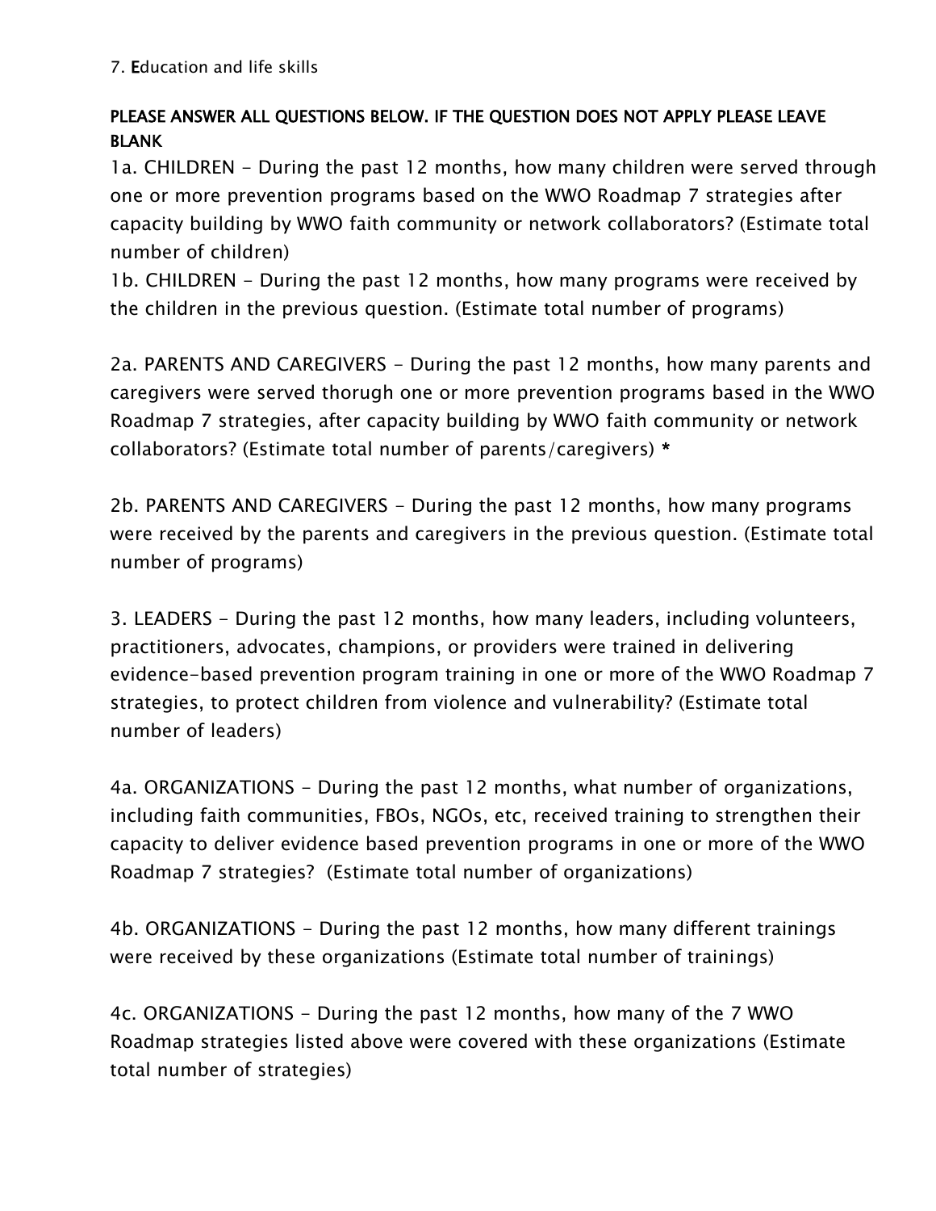7. **E**ducation and life skills

**PLEASE ANSWER ALL QUESTIONS BELOW. IF THE QUESTION DOES NOT APPLY PLEASE LEAVE BLANK**

1a. CHILDREN - During the past 12 months, how many children were served through one or more prevention programs based on the WWO Roadmap 7 strategies after capacity building by WWO faith community or network collaborators? (Estimate total number of children)

1b. CHILDREN - During the past 12 months, how many programs were received by the children in the previous question. (Estimate total number of programs)

2a. PARENTS AND CAREGIVERS - During the past 12 months, how many parents and caregivers were served thorugh one or more prevention programs based in the WWO Roadmap 7 strategies, after capacity building by WWO faith community or network collaborators? (Estimate total number of parents/caregivers) *

2b. PARENTS AND CAREGIVERS - During the past 12 months, how many programs were received by the parents and caregivers in the previous question. (Estimate total number of programs)

3. LEADERS - During the past 12 months, how many leaders, including volunteers, practitioners, advocates, champions, or providers were trained in delivering evidence-based prevention program training in one or more of the WWO Roadmap 7 strategies, to protect children from violence and vulnerability? (Estimate total number of leaders)

4a. ORGANIZATIONS - During the past 12 months, what number of organizations, including faith communities, FBOs, NGOs, etc, received training to strengthen their capacity to deliver evidence based prevention programs in one or more of the WWO Roadmap 7 strategies? (Estimate total number of organizations)

4b. ORGANIZATIONS - During the past 12 months, how many different trainings were received by these organizations (Estimate total number of trainings)

4c. ORGANIZATIONS - During the past 12 months, how many of the 7 WWO Roadmap strategies listed above were covered with these organizations (Estimate total number of strategies)